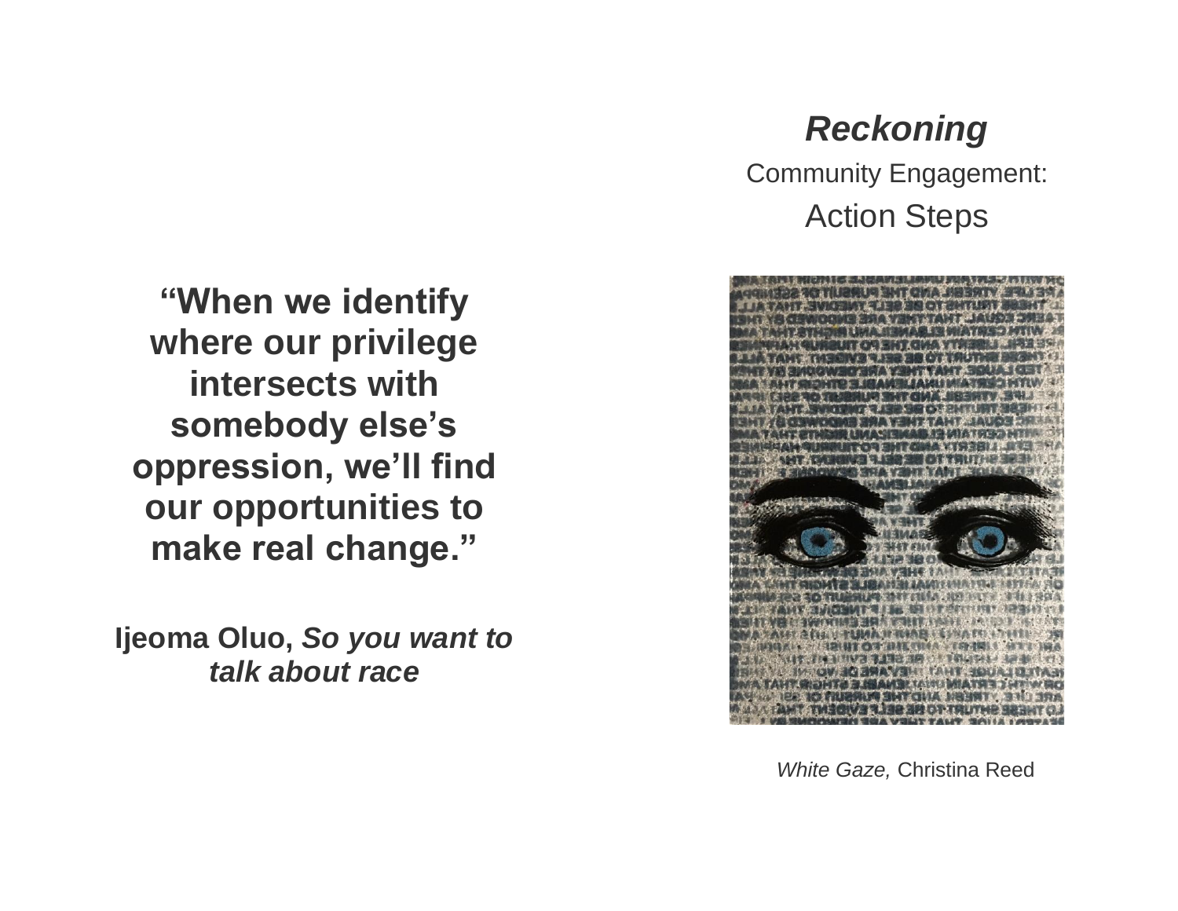# *Reckoning*

Community Engagement:

## Action Steps

*White Gaze,* Christina Reed

**"When we identify where our privilege intersects with somebody else's oppression, we'll find our opportunities to make real change."**

**Ijeoma Oluo, *So you want to talk about race***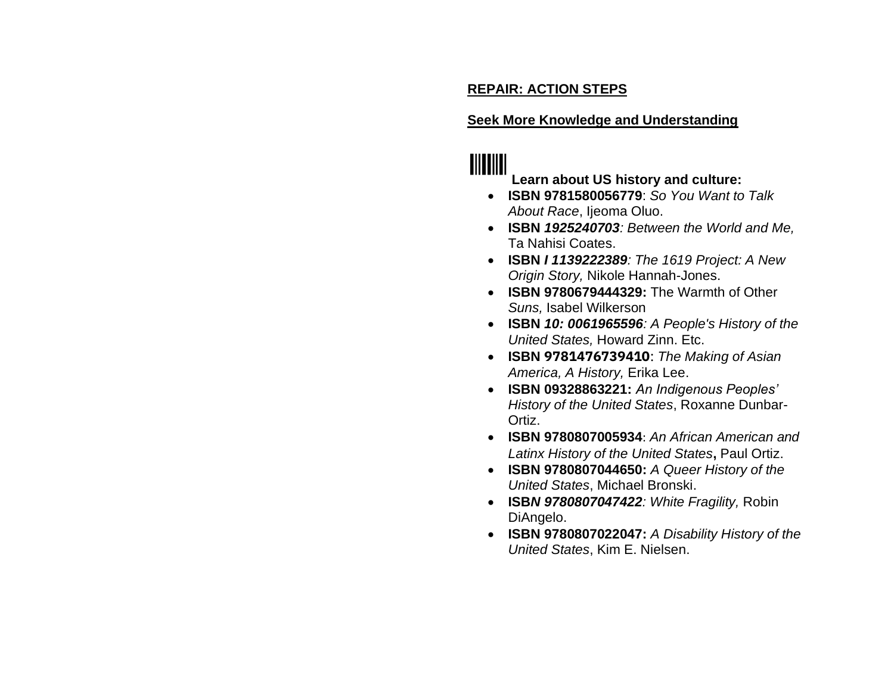**REPAIR: ACTION STEPS**

**Seek More Knowledge and Understanding**

**Learn about US history and culture:**

- **ISBN 9781580056779**: *So You Want to Talk About Race*, Ijeoma Oluo.
- **ISBN *1925240703***: *Between the World and Me,* Ta Nahisi Coates.
- **ISBN *I 1139222389***: *The 1619 Project: A New Origin Story,* Nikole Hannah-Jones.
- **ISBN 9780679444329:** The Warmth of Other *Suns,* Isabel Wilkerson
- **ISBN *10: 0061965596***: *A People's History of the United States,* Howard Zinn. Etc.
- **ISBN 9781476739410**: *The Making of Asian America, A History,* Erika Lee.
- **ISBN 09328863221:** *An Indigenous Peoples' History of the United States*, Roxanne Dunbar-Ortiz.
- **ISBN 9780807005934**: *An African American and Latinx History of the United States***,** Paul Ortiz.
- **ISBN 9780807044650:** *A Queer History of the United States*, Michael Bronski.
- **ISB*N 9780807047422***: *White Fragility,* Robin DiAngelo.
- **ISBN 9780807022047:** *A Disability History of the United States*, Kim E. Nielsen.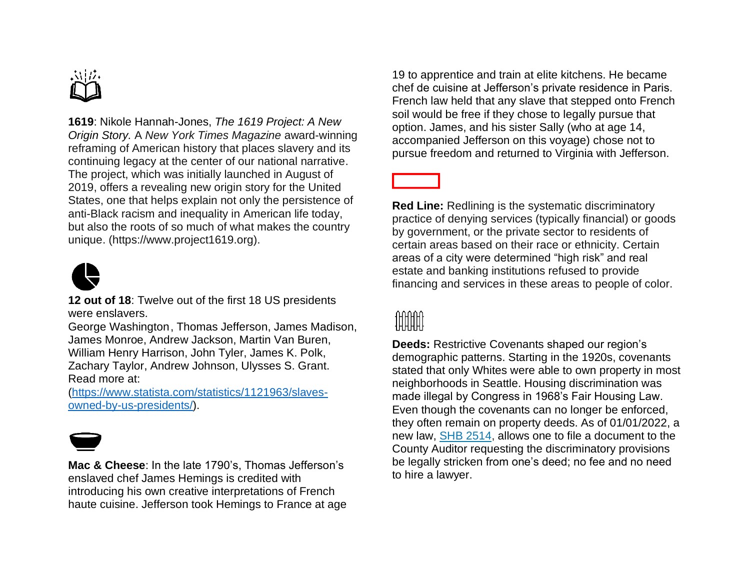**1619**: Nikole Hannah-Jones, *The 1619 Project: A New Origin Story.* A *New York Times Magazine* award-winning reframing of American history that places slavery and its continuing legacy at the center of our national narrative. The project, which was initially launched in August of 2019, offers a revealing new origin story for the United States, one that helps explain not only the persistence of anti-Black racism and inequality in American life today, but also the roots of so much of what makes the country unique. (https://www.project1619.org).

**12 out of 18**: Twelve out of the first 18 US presidents were enslavers.
George Washington, Thomas Jefferson, James Madison, James Monroe, Andrew Jackson, Martin Van Buren, William Henry Harrison, John Tyler, James K. Polk, Zachary Taylor, Andrew Johnson, Ulysses S. Grant. Read more at:
([https://www.statista.com/statistics/1121963/slaves-owned-by-us-presidents/](https://www.statista.com/statistics/1121963/slaves-owned-by-us-presidents/)).

**Mac & Cheese**: In the late 1790's, Thomas Jefferson's enslaved chef James Hemings is credited with introducing his own creative interpretations of French haute cuisine. Jefferson took Hemings to France at age 19 to apprentice and train at elite kitchens. He became chef de cuisine at Jefferson's private residence in Paris. French law held that any slave that stepped onto French soil would be free if they chose to legally pursue that option. James, and his sister Sally (who at age 14, accompanied Jefferson on this voyage) chose not to pursue freedom and returned to Virginia with Jefferson.

**Red Line:** Redlining is the systematic discriminatory practice of denying services (typically financial) or goods by government, or the private sector to residents of certain areas based on their race or ethnicity. Certain areas of a city were determined "high risk" and real estate and banking institutions refused to provide financing and services in these areas to people of color.

**Deeds:** Restrictive Covenants shaped our region's demographic patterns. Starting in the 1920s, covenants stated that only Whites were able to own property in most neighborhoods in Seattle. Housing discrimination was made illegal by Congress in 1968's Fair Housing Law. Even though the covenants can no longer be enforced, they often remain on property deeds. As of 01/01/2022, a new law, SHB 2514, allows one to file a document to the County Auditor requesting the discriminatory provisions be legally stricken from one's deed; no fee and no need to hire a lawyer.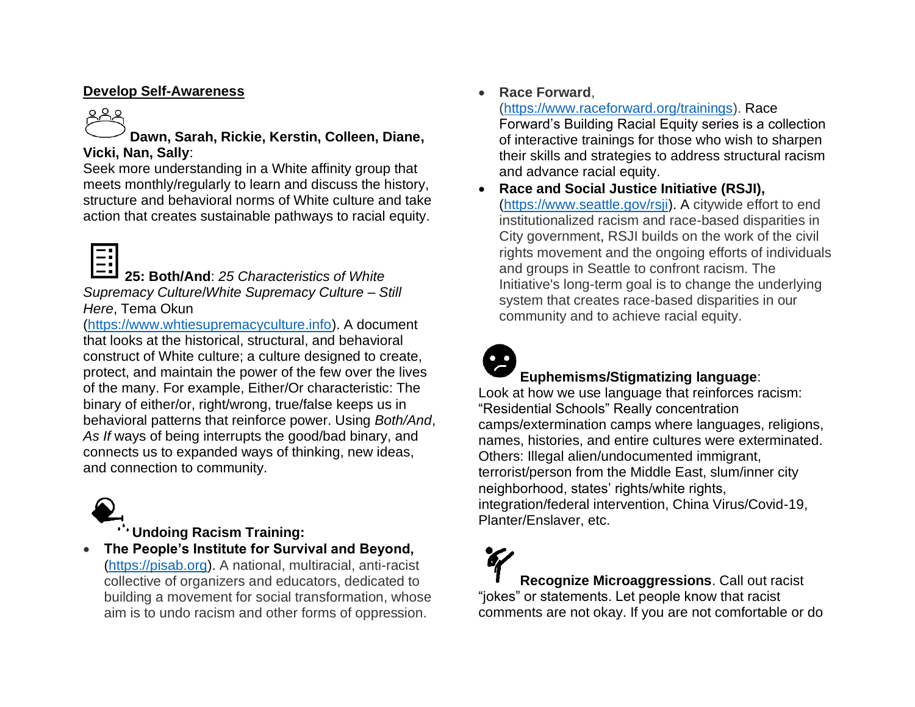**Develop Self-Awareness**

**Dawn, Sarah, Rickie, Kerstin, Colleen, Diane, Vicki, Nan, Sally**:
Seek more understanding in a White affinity group that meets monthly/regularly to learn and discuss the history, structure and behavioral norms of White culture and take action that creates sustainable pathways to racial equity.

**25: Both/And**: *25 Characteristics of White Supremacy Culture/White Supremacy Culture – Still Here*, Tema Okun (https://www.whtiesupremacyculture.info). A document that looks at the historical, structural, and behavioral construct of White culture; a culture designed to create, protect, and maintain the power of the few over the lives of the many. For example, Either/Or characteristic: The binary of either/or, right/wrong, true/false keeps us in behavioral patterns that reinforce power. Using *Both/And*, *As If* ways of being interrupts the good/bad binary, and connects us to expanded ways of thinking, new ideas, and connection to community.

**Undoing Racism Training:**

- **The People's Institute for Survival and Beyond,** (https://pisab.org). A national, multiracial, anti-racist collective of organizers and educators, dedicated to building a movement for social transformation, whose aim is to undo racism and other forms of oppression.
- **Race Forward**, (https://www.raceforward.org/trainings). Race Forward's Building Racial Equity series is a collection of interactive trainings for those who wish to sharpen their skills and strategies to address structural racism and advance racial equity.
- **Race and Social Justice Initiative (RSJI),** (https://www.seattle.gov/rsji). A citywide effort to end institutionalized racism and race-based disparities in City government, RSJI builds on the work of the civil rights movement and the ongoing efforts of individuals and groups in Seattle to confront racism. The Initiative's long-term goal is to change the underlying system that creates race-based disparities in our community and to achieve racial equity.

**Euphemisms/Stigmatizing language**:
Look at how we use language that reinforces racism: "Residential Schools" Really concentration camps/extermination camps where languages, religions, names, histories, and entire cultures were exterminated. Others: Illegal alien/undocumented immigrant, terrorist/person from the Middle East, slum/inner city neighborhood, states' rights/white rights, integration/federal intervention, China Virus/Covid-19, Planter/Enslaver, etc.

**Recognize Microaggressions**. Call out racist "jokes" or statements. Let people know that racist comments are not okay. If you are not comfortable or do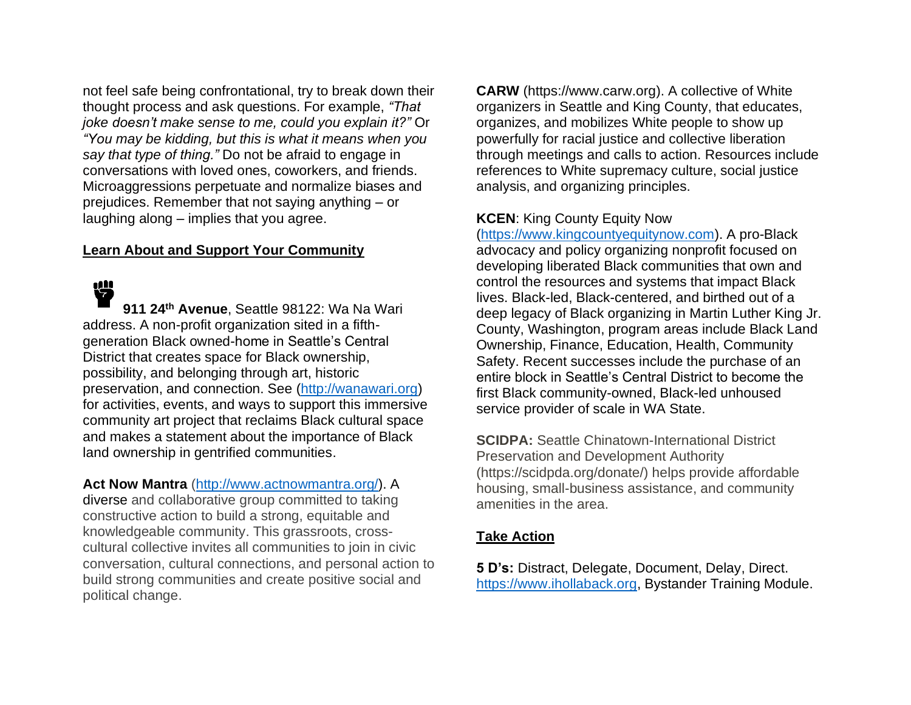not feel safe being confrontational, try to break down their thought process and ask questions. For example, *"That joke doesn't make sense to me, could you explain it?"* Or *"You may be kidding, but this is what it means when you say that type of thing."* Do not be afraid to engage in conversations with loved ones, coworkers, and friends. Microaggressions perpetuate and normalize biases and prejudices. Remember that not saying anything – or laughing along – implies that you agree.

## Learn About and Support Your Community

**911 24th Avenue**, Seattle 98122: Wa Na Wari address. A non-profit organization sited in a fifth-generation Black owned-home in Seattle's Central District that creates space for Black ownership, possibility, and belonging through art, historic preservation, and connection. See (http://wanawari.org) for activities, events, and ways to support this immersive community art project that reclaims Black cultural space and makes a statement about the importance of Black land ownership in gentrified communities.

**Act Now Mantra** (http://www.actnowmantra.org/). A diverse and collaborative group committed to taking constructive action to build a strong, equitable and knowledgeable community. This grassroots, cross-cultural collective invites all communities to join in civic conversation, cultural connections, and personal action to build strong communities and create positive social and political change.

**CARW** (https://www.carw.org). A collective of White organizers in Seattle and King County, that educates, organizes, and mobilizes White people to show up powerfully for racial justice and collective liberation through meetings and calls to action. Resources include references to White supremacy culture, social justice analysis, and organizing principles.

**KCEN**: King County Equity Now (https://www.kingcountyequitynow.com). A pro-Black advocacy and policy organizing nonprofit focused on developing liberated Black communities that own and control the resources and systems that impact Black lives. Black-led, Black-centered, and birthed out of a deep legacy of Black organizing in Martin Luther King Jr. County, Washington, program areas include Black Land Ownership, Finance, Education, Health, Community Safety. Recent successes include the purchase of an entire block in Seattle's Central District to become the first Black community-owned, Black-led unhoused service provider of scale in WA State.

**SCIDPA:** Seattle Chinatown-International District Preservation and Development Authority (https://scidpda.org/donate/) helps provide affordable housing, small-business assistance, and community amenities in the area.

## Take Action

**5 D's:** Distract, Delegate, Document, Delay, Direct. https://www.ihollaback.org, Bystander Training Module.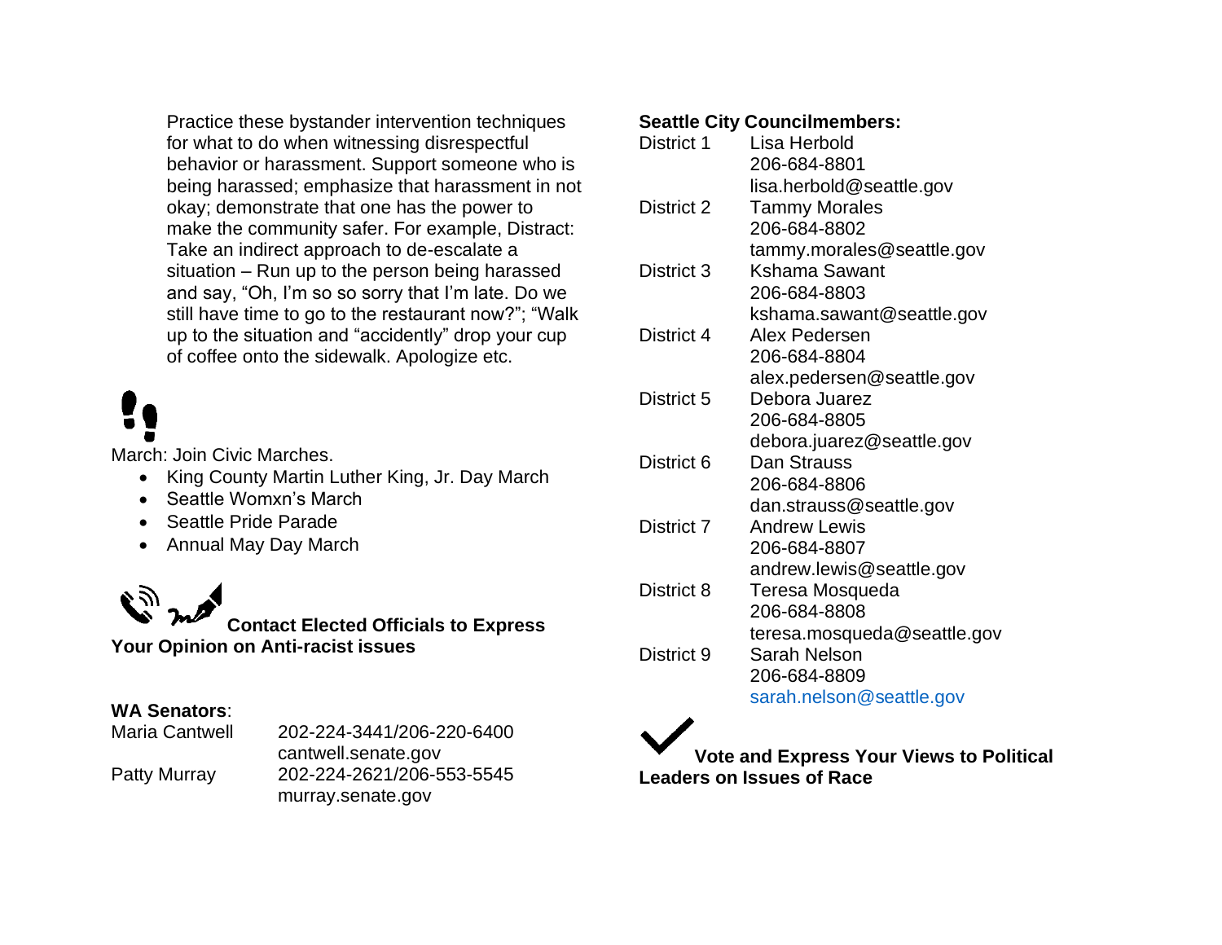Practice these bystander intervention techniques for what to do when witnessing disrespectful behavior or harassment. Support someone who is being harassed; emphasize that harassment in not okay; demonstrate that one has the power to make the community safer. For example, Distract: Take an indirect approach to de-escalate a situation – Run up to the person being harassed and say, "Oh, I'm so so sorry that I'm late. Do we still have time to go to the restaurant now?"; "Walk up to the situation and "accidently" drop your cup of coffee onto the sidewalk. Apologize etc.

March: Join Civic Marches.

- King County Martin Luther King, Jr. Day March
- Seattle Womxn's March
- Seattle Pride Parade
- Annual May Day March

**Contact Elected Officials to Express Your Opinion on Anti-racist issues**

**WA Senators**:

| | |
|---|---|
| Maria Cantwell | 202-224-3441/206-220-6400<br>cantwell.senate.gov |
| Patty Murray | 202-224-2621/206-553-5545<br>murray.senate.gov |

**Seattle City Councilmembers:**

| | |
|---|---|
| District 1 | Lisa Herbold<br>206-684-8801<br>lisa.herbold@seattle.gov |
| District 2 | Tammy Morales<br>206-684-8802<br>tammy.morales@seattle.gov |
| District 3 | Kshama Sawant<br>206-684-8803<br>kshama.sawant@seattle.gov |
| District 4 | Alex Pedersen<br>206-684-8804<br>alex.pedersen@seattle.gov |
| District 5 | Debora Juarez<br>206-684-8805<br>debora.juarez@seattle.gov |
| District 6 | Dan Strauss<br>206-684-8806<br>dan.strauss@seattle.gov |
| District 7 | Andrew Lewis<br>206-684-8807<br>andrew.lewis@seattle.gov |
| District 8 | Teresa Mosqueda<br>206-684-8808<br>teresa.mosqueda@seattle.gov |
| District 9 | Sarah Nelson<br>206-684-8809<br>sarah.nelson@seattle.gov |

**Vote and Express Your Views to Political Leaders on Issues of Race**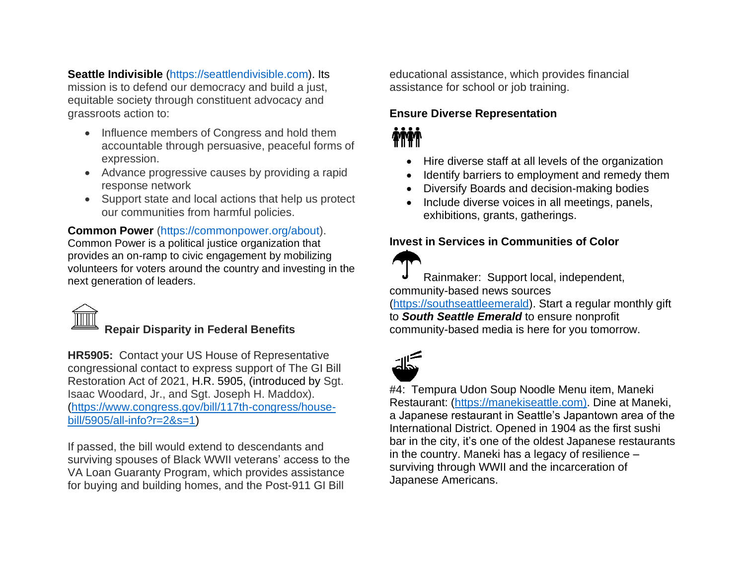**Seattle Indivisible** (https://seattlendivisible.com). Its mission is to defend our democracy and build a just, equitable society through constituent advocacy and grassroots action to:

- Influence members of Congress and hold them accountable through persuasive, peaceful forms of expression.
- Advance progressive causes by providing a rapid response network
- Support state and local actions that help us protect our communities from harmful policies.

**Common Power** (https://commonpower.org/about). Common Power is a political justice organization that provides an on-ramp to civic engagement by mobilizing volunteers for voters around the country and investing in the next generation of leaders.

### Repair Disparity in Federal Benefits

**HR5905:** Contact your US House of Representative congressional contact to express support of The GI Bill Restoration Act of 2021, H.R. 5905, (introduced by Sgt. Isaac Woodard, Jr., and Sgt. Joseph H. Maddox). (https://www.congress.gov/bill/117th-congress/house-bill/5905/all-info?r=2&s=1)

If passed, the bill would extend to descendants and surviving spouses of Black WWII veterans' access to the VA Loan Guaranty Program, which provides assistance for buying and building homes, and the Post-911 GI Bill educational assistance, which provides financial assistance for school or job training.

### Ensure Diverse Representation

- Hire diverse staff at all levels of the organization
- Identify barriers to employment and remedy them
- Diversify Boards and decision-making bodies
- Include diverse voices in all meetings, panels, exhibitions, grants, gatherings.

### Invest in Services in Communities of Color

Rainmaker: Support local, independent, community-based news sources (https://southseattleemerald). Start a regular monthly gift to ***South Seattle Emerald*** to ensure nonprofit community-based media is here for you tomorrow.

#4: Tempura Udon Soup Noodle Menu item, Maneki Restaurant: (https://manekiseattle.com). Dine at Maneki, a Japanese restaurant in Seattle's Japantown area of the International District. Opened in 1904 as the first sushi bar in the city, it's one of the oldest Japanese restaurants in the country. Maneki has a legacy of resilience – surviving through WWII and the incarceration of Japanese Americans.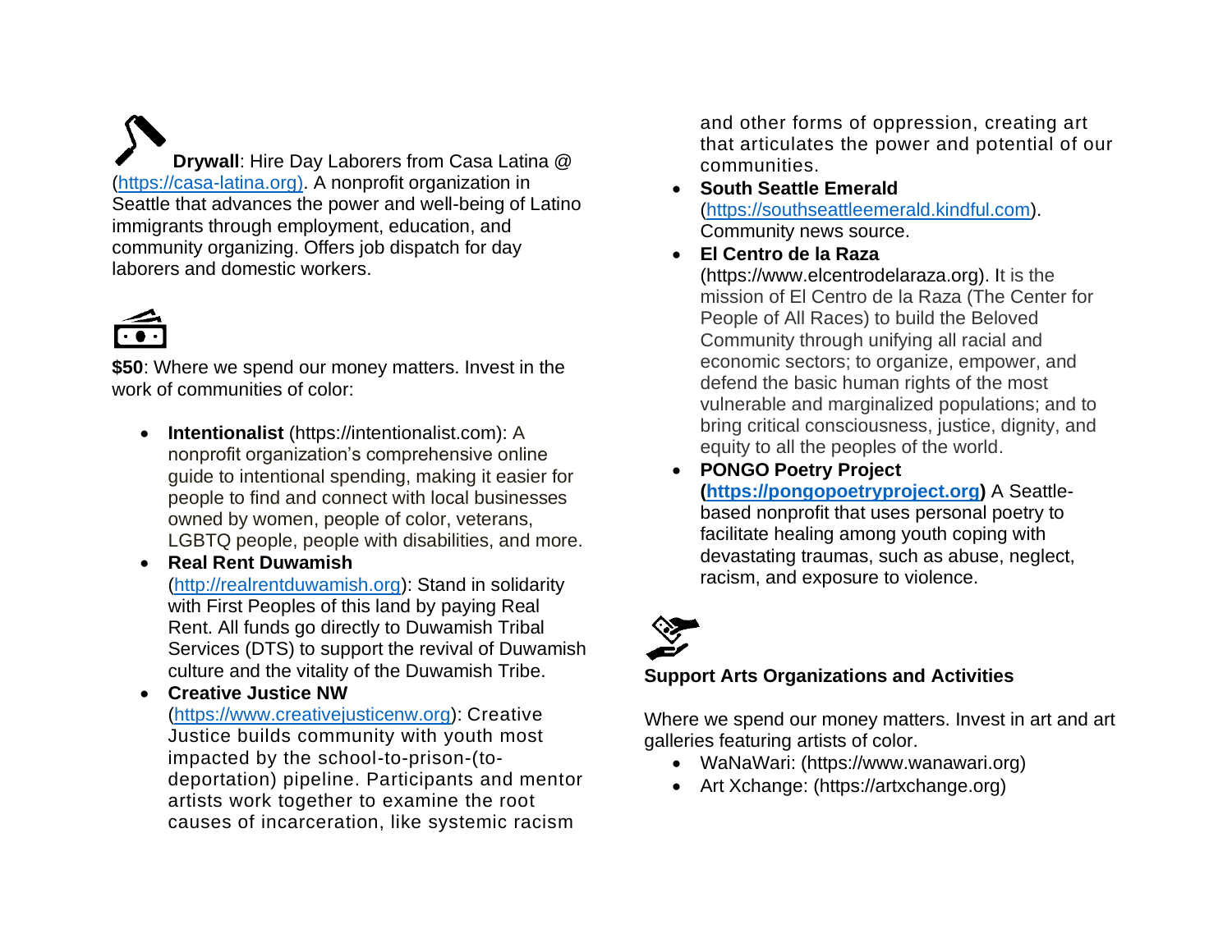**Drywall**: Hire Day Laborers from Casa Latina @ (https://casa-latina.org). A nonprofit organization in Seattle that advances the power and well-being of Latino immigrants through employment, education, and community organizing. Offers job dispatch for day laborers and domestic workers.

**$50**: Where we spend our money matters. Invest in the work of communities of color:

- **Intentionalist** (https://intentionalist.com): A nonprofit organization's comprehensive online guide to intentional spending, making it easier for people to find and connect with local businesses owned by women, people of color, veterans, LGBTQ people, people with disabilities, and more.
- **Real Rent Duwamish** (http://realrentduwamish.org): Stand in solidarity with First Peoples of this land by paying Real Rent. All funds go directly to Duwamish Tribal Services (DTS) to support the revival of Duwamish culture and the vitality of the Duwamish Tribe.
- **Creative Justice NW** (https://www.creativejusticenw.org): Creative Justice builds community with youth most impacted by the school-to-prison-(to-deportation) pipeline. Participants and mentor artists work together to examine the root causes of incarceration, like systemic racism and other forms of oppression, creating art that articulates the power and potential of our communities.
- **South Seattle Emerald** (https://southseattleemerald.kindful.com). Community news source.
- **El Centro de la Raza** (https://www.elcentrodelaraza.org). It is the mission of El Centro de la Raza (The Center for People of All Races) to build the Beloved Community through unifying all racial and economic sectors; to organize, empower, and defend the basic human rights of the most vulnerable and marginalized populations; and to bring critical consciousness, justice, dignity, and equity to all the peoples of the world.
- **PONGO Poetry Project** (**https://pongopoetryproject.org**) A Seattle-based nonprofit that uses personal poetry to facilitate healing among youth coping with devastating traumas, such as abuse, neglect, racism, and exposure to violence.

**Support Arts Organizations and Activities**

Where we spend our money matters. Invest in art and art galleries featuring artists of color.

- WaNaWari: (https://www.wanawari.org)
- Art Xchange: (https://artxchange.org)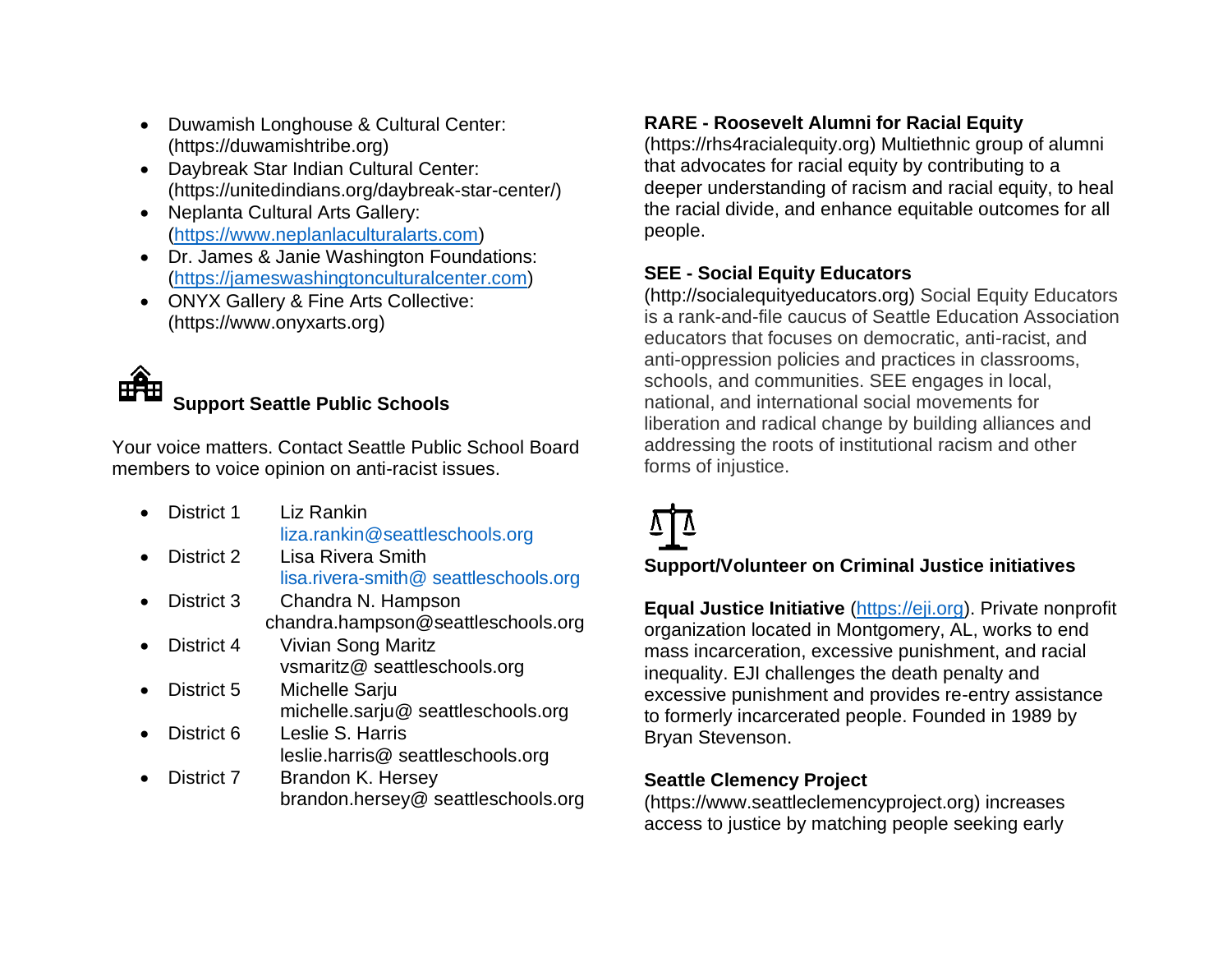- Duwamish Longhouse & Cultural Center: (https://duwamishtribe.org)
- Daybreak Star Indian Cultural Center: (https://unitedindians.org/daybreak-star-center/)
- Neplanta Cultural Arts Gallery: (https://www.neplanlaculturalarts.com)
- Dr. James & Janie Washington Foundations: (https://jameswashingtonculturalcenter.com)
- ONYX Gallery & Fine Arts Collective: (https://www.onyxarts.org)

### Support Seattle Public Schools

Your voice matters. Contact Seattle Public School Board members to voice opinion on anti-racist issues.

- District 1 Liz Rankin liza.rankin@seattleschools.org
- District 2 Lisa Rivera Smith lisa.rivera-smith@ seattleschools.org
- District 3 Chandra N. Hampson chandra.hampson@seattleschools.org
- District 4 Vivian Song Maritz vsmaritz@ seattleschools.org
- District 5 Michelle Sarju michelle.sarju@ seattleschools.org
- District 6 Leslie S. Harris leslie.harris@ seattleschools.org
- District 7 Brandon K. Hersey brandon.hersey@ seattleschools.org

**RARE - Roosevelt Alumni for Racial Equity**
(https://rhs4racialequity.org) Multiethnic group of alumni that advocates for racial equity by contributing to a deeper understanding of racism and racial equity, to heal the racial divide, and enhance equitable outcomes for all people.

**SEE - Social Equity Educators**
(http://socialequityeducators.org) Social Equity Educators is a rank-and-file caucus of Seattle Education Association educators that focuses on democratic, anti-racist, and anti-oppression policies and practices in classrooms, schools, and communities. SEE engages in local, national, and international social movements for liberation and radical change by building alliances and addressing the roots of institutional racism and other forms of injustice.

### Support/Volunteer on Criminal Justice initiatives

**Equal Justice Initiative** (https://eji.org). Private nonprofit organization located in Montgomery, AL, works to end mass incarceration, excessive punishment, and racial inequality. EJI challenges the death penalty and excessive punishment and provides re-entry assistance to formerly incarcerated people. Founded in 1989 by Bryan Stevenson.

**Seattle Clemency Project**
(https://www.seattleclemencyproject.org) increases access to justice by matching people seeking early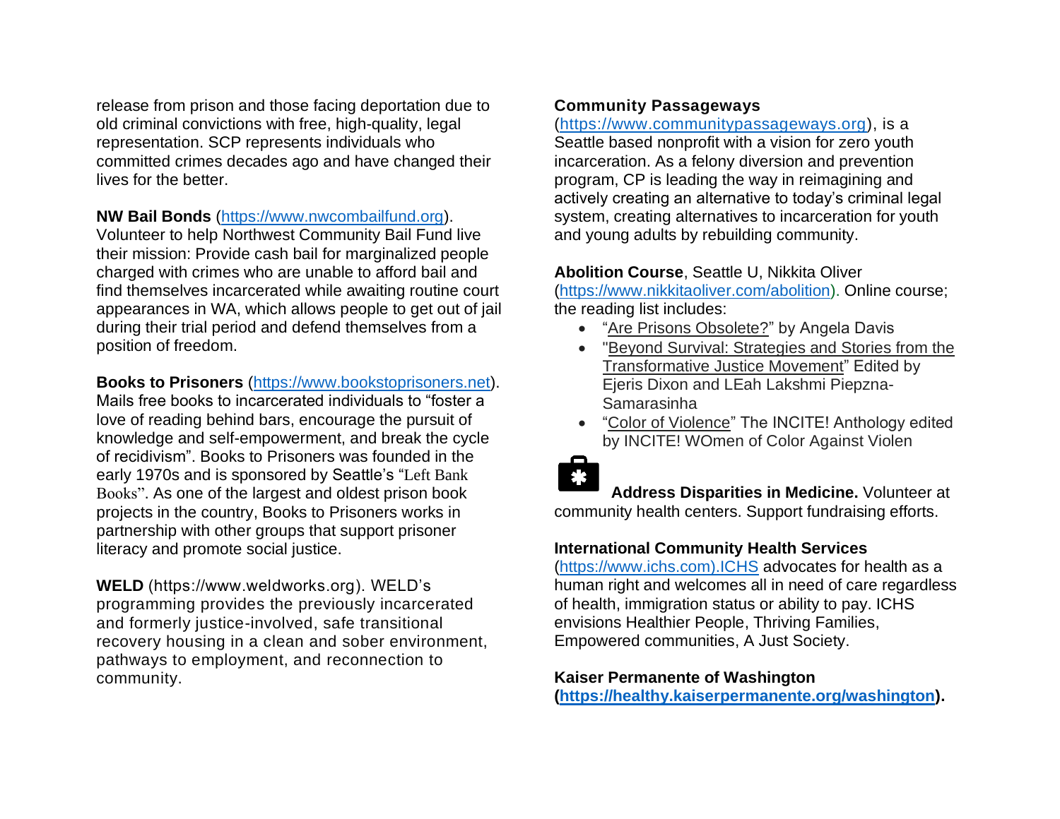release from prison and those facing deportation due to old criminal convictions with free, high-quality, legal representation. SCP represents individuals who committed crimes decades ago and have changed their lives for the better.

**NW Bail Bonds** (https://www.nwcombailfund.org). Volunteer to help Northwest Community Bail Fund live their mission: Provide cash bail for marginalized people charged with crimes who are unable to afford bail and find themselves incarcerated while awaiting routine court appearances in WA, which allows people to get out of jail during their trial period and defend themselves from a position of freedom.

**Books to Prisoners** (https://www.bookstoprisoners.net). Mails free books to incarcerated individuals to "foster a love of reading behind bars, encourage the pursuit of knowledge and self-empowerment, and break the cycle of recidivism". Books to Prisoners was founded in the early 1970s and is sponsored by Seattle's "Left Bank Books". As one of the largest and oldest prison book projects in the country, Books to Prisoners works in partnership with other groups that support prisoner literacy and promote social justice.

**WELD** (https://www.weldworks.org). WELD's programming provides the previously incarcerated and formerly justice-involved, safe transitional recovery housing in a clean and sober environment, pathways to employment, and reconnection to community.

**Community Passageways**
(https://www.communitypassageways.org), is a Seattle based nonprofit with a vision for zero youth incarceration. As a felony diversion and prevention program, CP is leading the way in reimagining and actively creating an alternative to today's criminal legal system, creating alternatives to incarceration for youth and young adults by rebuilding community.

**Abolition Course**, Seattle U, Nikkita Oliver (https://www.nikkitaoliver.com/abolition). Online course; the reading list includes:

- "Are Prisons Obsolete?" by Angela Davis
- "Beyond Survival: Strategies and Stories from the Transformative Justice Movement" Edited by Ejeris Dixon and LEah Lakshmi Piepzna-Samarasinha
- "Color of Violence" The INCITE! Anthology edited by INCITE! WOmen of Color Against Violen

**Address Disparities in Medicine.** Volunteer at community health centers. Support fundraising efforts.

**International Community Health Services**
(https://www.ichs.com).ICHS advocates for health as a human right and welcomes all in need of care regardless of health, immigration status or ability to pay. ICHS envisions Healthier People, Thriving Families, Empowered communities, A Just Society.

**Kaiser Permanente of Washington**
**(https://healthy.kaiserpermanente.org/washington).**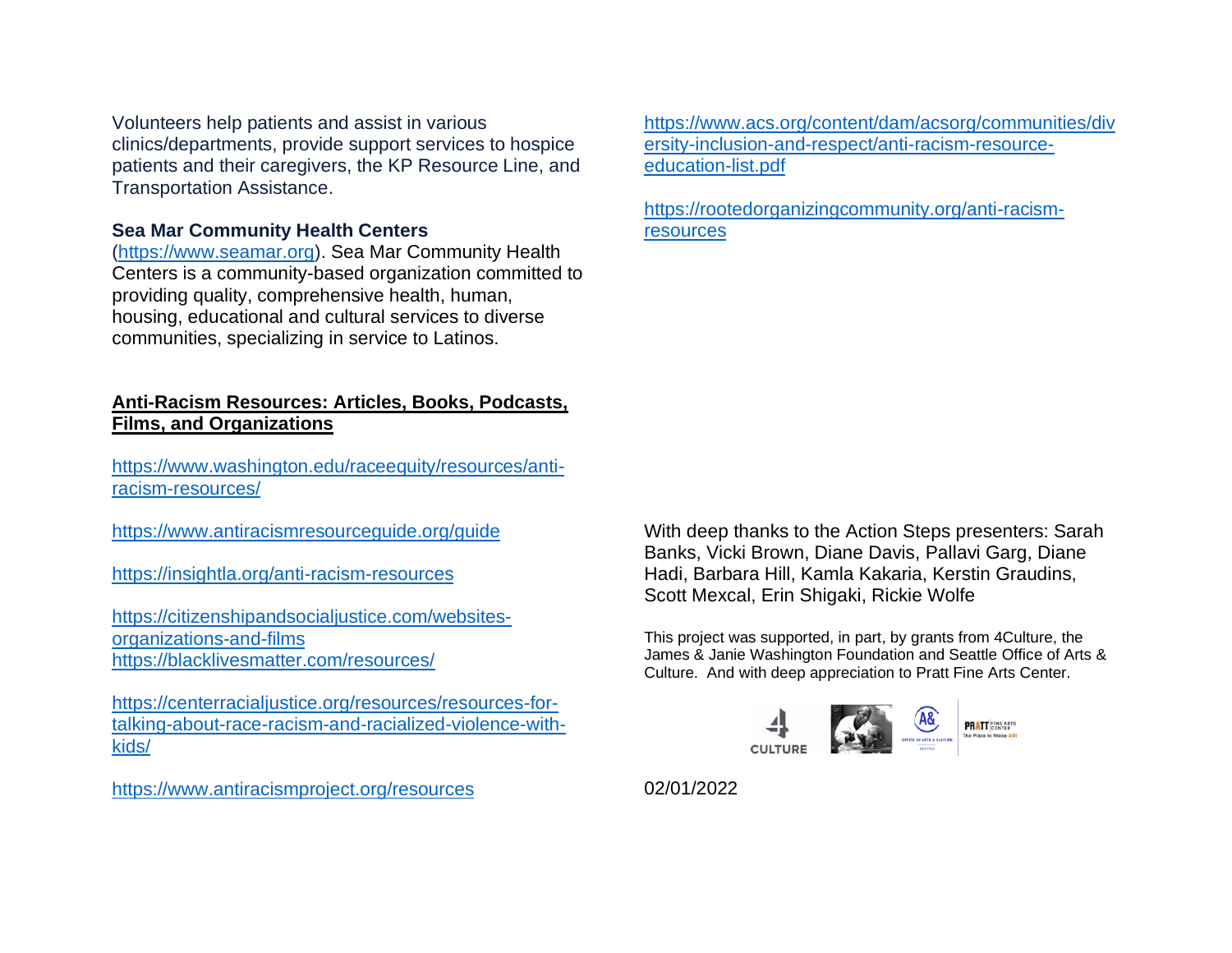Volunteers help patients and assist in various clinics/departments, provide support services to hospice patients and their caregivers, the KP Resource Line, and Transportation Assistance.

**Sea Mar Community Health Centers** (https://www.seamar.org). Sea Mar Community Health Centers is a community-based organization committed to providing quality, comprehensive health, human, housing, educational and cultural services to diverse communities, specializing in service to Latinos.

## Anti-Racism Resources: Articles, Books, Podcasts, Films, and Organizations

https://www.washington.edu/raceequity/resources/anti-racism-resources/

https://www.antiracismresourceguide.org/guide

https://insightla.org/anti-racism-resources

https://citizenshipandsocialjustice.com/websites-organizations-and-films
https://blacklivesmatter.com/resources/

https://centerracialjustice.org/resources/resources-for-talking-about-race-racism-and-racialized-violence-with-kids/

https://www.antiracismproject.org/resources

https://www.acs.org/content/dam/acsorg/communities/diversity-inclusion-and-respect/anti-racism-resource-education-list.pdf

https://rootedorganizingcommunity.org/anti-racism-resources

With deep thanks to the Action Steps presenters: Sarah Banks, Vicki Brown, Diane Davis, Pallavi Garg, Diane Hadi, Barbara Hill, Kamla Kakaria, Kerstin Graudins, Scott Mexcal, Erin Shigaki, Rickie Wolfe

This project was supported, in part, by grants from 4Culture, the James & Janie Washington Foundation and Seattle Office of Arts & Culture. And with deep appreciation to Pratt Fine Arts Center.

02/01/2022